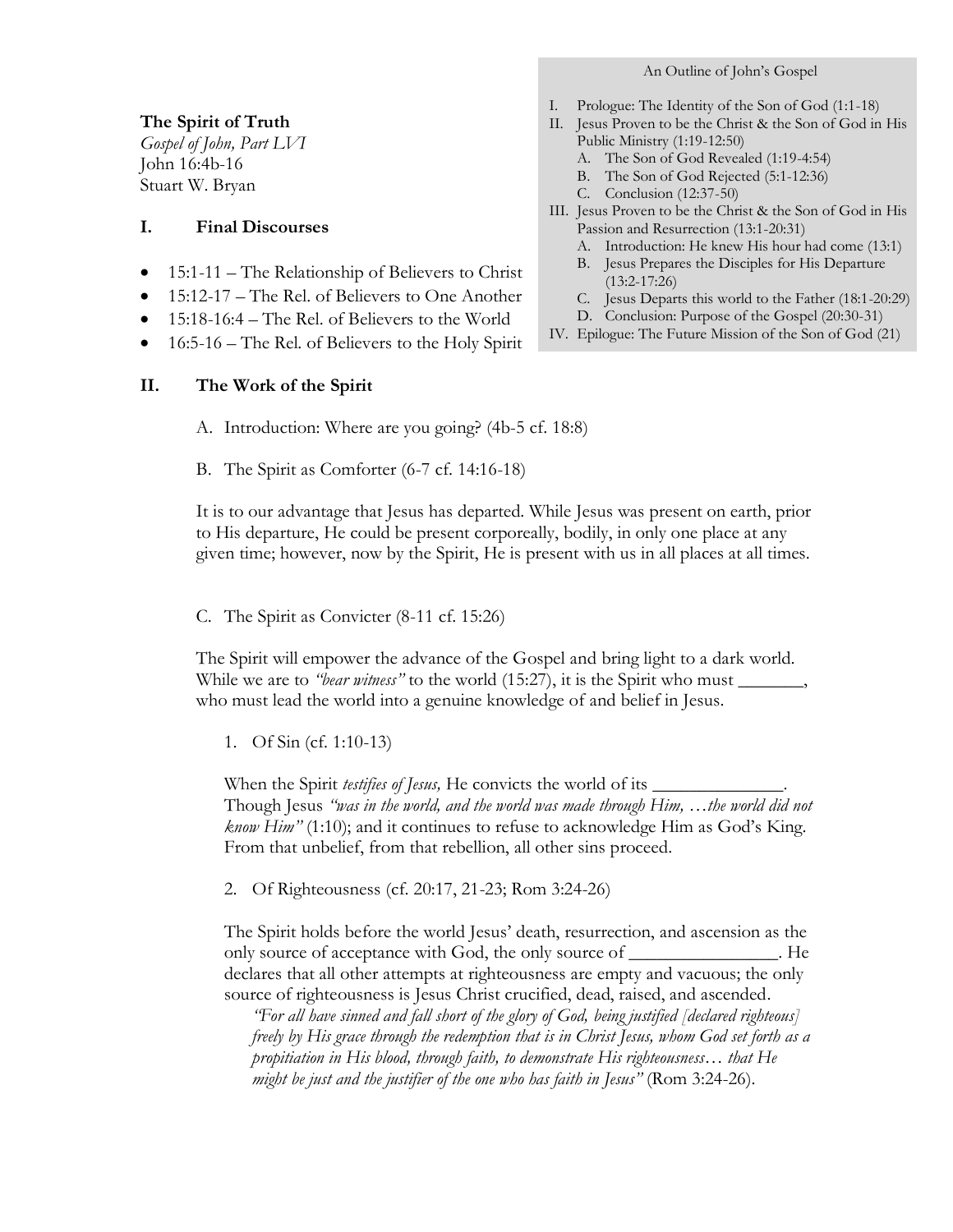**The Spirit of Truth**
*Gospel of John, Part LVI*
John 16:4b-16
Stuart W. Bryan

An Outline of John's Gospel

- I. Prologue: The Identity of the Son of God (1:1-18)
- II. Jesus Proven to be the Christ & the Son of God in His Public Ministry (1:19-12:50)
  - A. The Son of God Revealed (1:19-4:54)
  - B. The Son of God Rejected (5:1-12:36)
  - C. Conclusion (12:37-50)
- III. Jesus Proven to be the Christ & the Son of God in His Passion and Resurrection (13:1-20:31)
  - A. Introduction: He knew His hour had come (13:1)
  - B. Jesus Prepares the Disciples for His Departure (13:2-17:26)
  - C. Jesus Departs this world to the Father (18:1-20:29)
  - D. Conclusion: Purpose of the Gospel (20:30-31)
- IV. Epilogue: The Future Mission of the Son of God (21)

## I. Final Discourses

- 15:1-11 – The Relationship of Believers to Christ
- 15:12-17 – The Rel. of Believers to One Another
- 15:18-16:4 – The Rel. of Believers to the World
- 16:5-16 – The Rel. of Believers to the Holy Spirit

## II. The Work of the Spirit

A. Introduction: Where are you going? (4b-5 cf. 18:8)

B. The Spirit as Comforter (6-7 cf. 14:16-18)

It is to our advantage that Jesus has departed. While Jesus was present on earth, prior to His departure, He could be present corporeally, bodily, in only one place at any given time; however, now by the Spirit, He is present with us in all places at all times.

C. The Spirit as Convicter (8-11 cf. 15:26)

The Spirit will empower the advance of the Gospel and bring light to a dark world. While we are to *"bear witness"* to the world (15:27), it is the Spirit who must _______, who must lead the world into a genuine knowledge of and belief in Jesus.

1. Of Sin (cf. 1:10-13)

When the Spirit *testifies of Jesus,* He convicts the world of its ______________. Though Jesus *"was in the world, and the world was made through Him, …the world did not know Him"* (1:10); and it continues to refuse to acknowledge Him as God's King. From that unbelief, from that rebellion, all other sins proceed.

2. Of Righteousness (cf. 20:17, 21-23; Rom 3:24-26)

The Spirit holds before the world Jesus' death, resurrection, and ascension as the only source of acceptance with God, the only source of ________________. He declares that all other attempts at righteousness are empty and vacuous; the only source of righteousness is Jesus Christ crucified, dead, raised, and ascended.

> *"For all have sinned and fall short of the glory of God, being justified [declared righteous] freely by His grace through the redemption that is in Christ Jesus, whom God set forth as a propitiation in His blood, through faith, to demonstrate His righteousness… that He might be just and the justifier of the one who has faith in Jesus"* (Rom 3:24-26).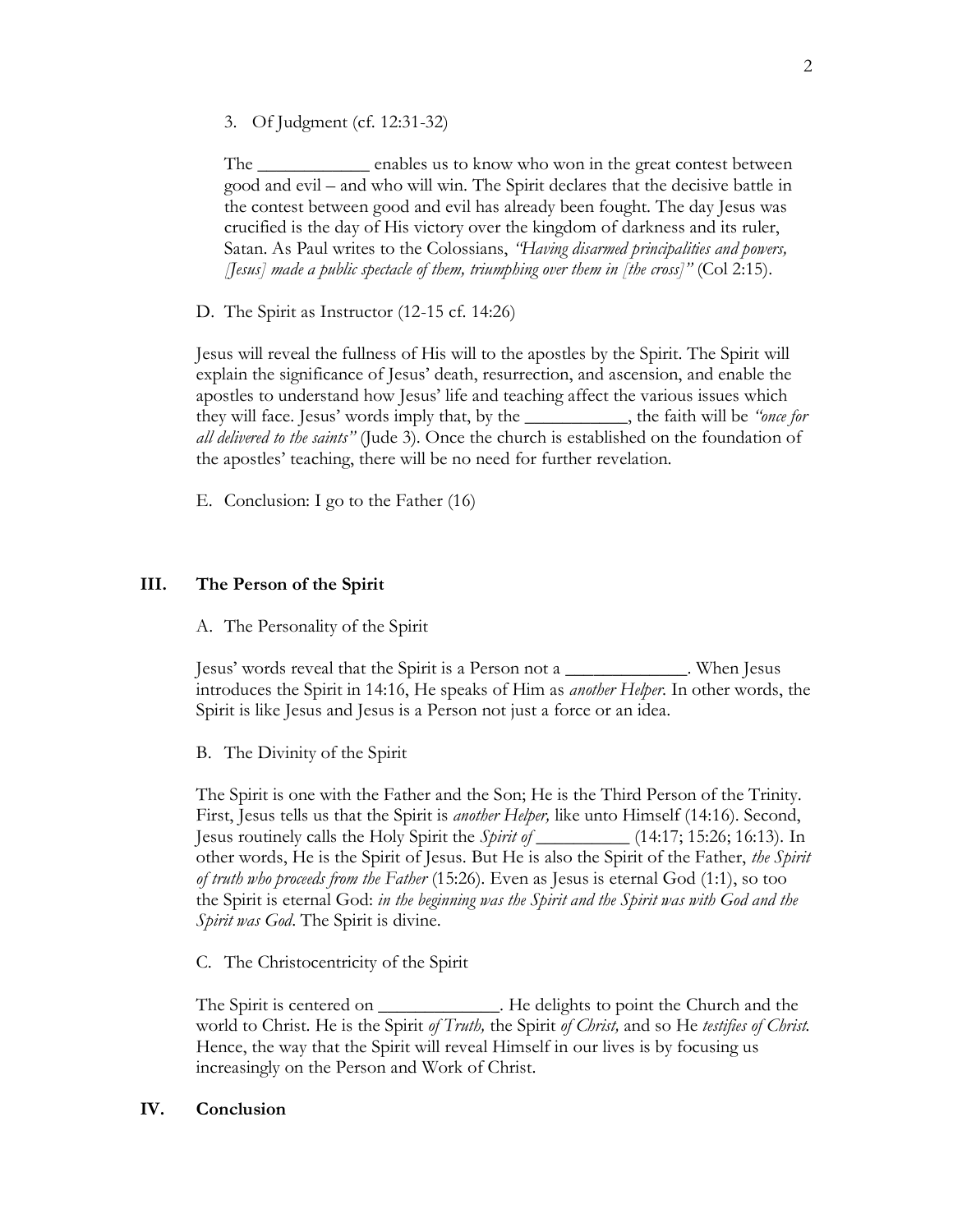3. Of Judgment (cf. 12:31-32)

The ____________ enables us to know who won in the great contest between good and evil – and who will win. The Spirit declares that the decisive battle in the contest between good and evil has already been fought. The day Jesus was crucified is the day of His victory over the kingdom of darkness and its ruler, Satan. As Paul writes to the Colossians, *"Having disarmed principalities and powers, [Jesus] made a public spectacle of them, triumphing over them in [the cross]"* (Col 2:15).

D. The Spirit as Instructor (12-15 cf. 14:26)

Jesus will reveal the fullness of His will to the apostles by the Spirit. The Spirit will explain the significance of Jesus' death, resurrection, and ascension, and enable the apostles to understand how Jesus' life and teaching affect the various issues which they will face. Jesus' words imply that, by the ___________, the faith will be *"once for all delivered to the saints"* (Jude 3). Once the church is established on the foundation of the apostles' teaching, there will be no need for further revelation.

E. Conclusion: I go to the Father (16)

## III. The Person of the Spirit

A. The Personality of the Spirit

Jesus' words reveal that the Spirit is a Person not a _____________. When Jesus introduces the Spirit in 14:16, He speaks of Him as *another Helper*. In other words, the Spirit is like Jesus and Jesus is a Person not just a force or an idea.

B. The Divinity of the Spirit

The Spirit is one with the Father and the Son; He is the Third Person of the Trinity. First, Jesus tells us that the Spirit is *another Helper,* like unto Himself (14:16). Second, Jesus routinely calls the Holy Spirit the *Spirit of* __________ (14:17; 15:26; 16:13). In other words, He is the Spirit of Jesus. But He is also the Spirit of the Father, *the Spirit of truth who proceeds from the Father* (15:26). Even as Jesus is eternal God (1:1), so too the Spirit is eternal God: *in the beginning was the Spirit and the Spirit was with God and the Spirit was God*. The Spirit is divine.

C. The Christocentricity of the Spirit

The Spirit is centered on _____________. He delights to point the Church and the world to Christ. He is the Spirit *of Truth,* the Spirit *of Christ,* and so He *testifies of Christ.* Hence, the way that the Spirit will reveal Himself in our lives is by focusing us increasingly on the Person and Work of Christ.

## IV. Conclusion